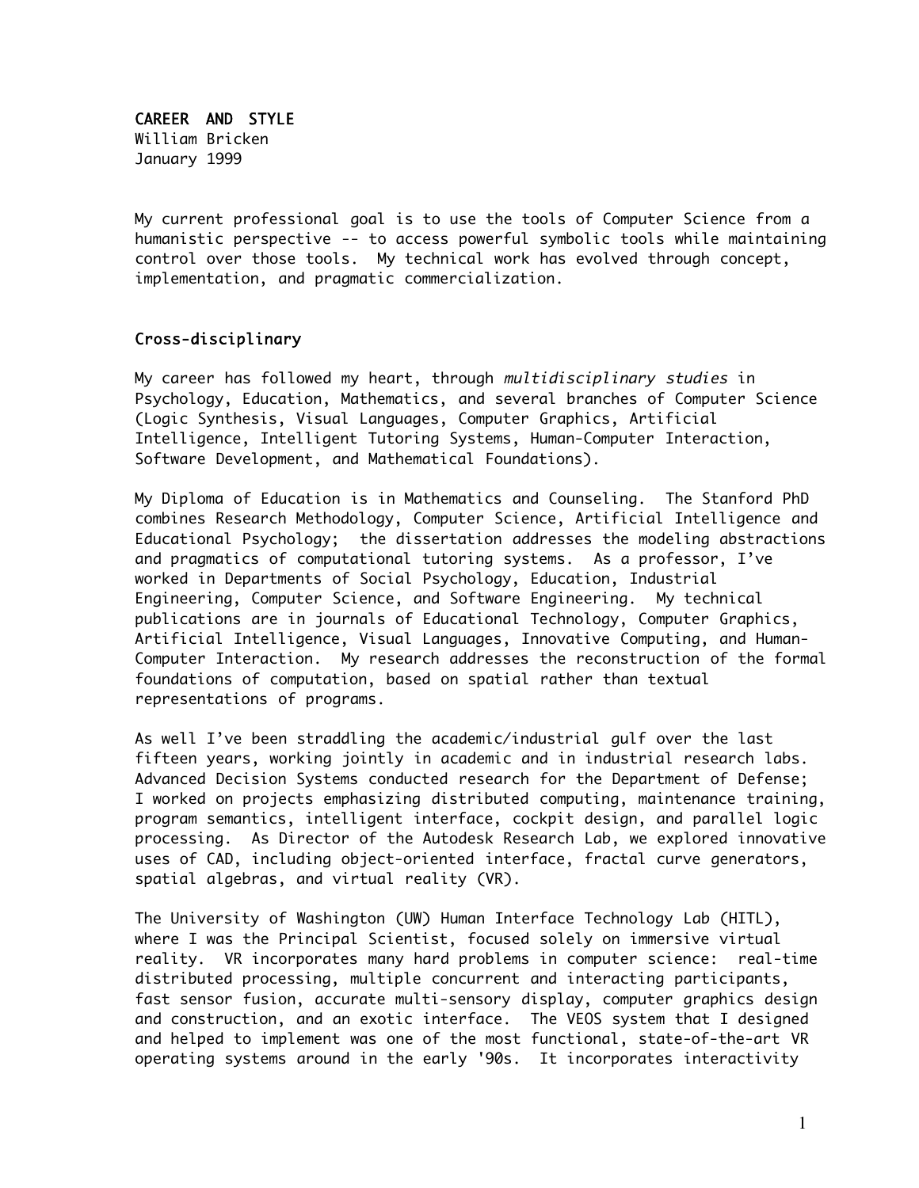# CAREER AND STYLE

William Bricken
January 1999

My current professional goal is to use the tools of Computer Science from a humanistic perspective -- to access powerful symbolic tools while maintaining control over those tools. My technical work has evolved through concept, implementation, and pragmatic commercialization.

## Cross-disciplinary

My career has followed my heart, through *multidisciplinary studies* in Psychology, Education, Mathematics, and several branches of Computer Science (Logic Synthesis, Visual Languages, Computer Graphics, Artificial Intelligence, Intelligent Tutoring Systems, Human-Computer Interaction, Software Development, and Mathematical Foundations).

My Diploma of Education is in Mathematics and Counseling. The Stanford PhD combines Research Methodology, Computer Science, Artificial Intelligence and Educational Psychology; the dissertation addresses the modeling abstractions and pragmatics of computational tutoring systems. As a professor, I've worked in Departments of Social Psychology, Education, Industrial Engineering, Computer Science, and Software Engineering. My technical publications are in journals of Educational Technology, Computer Graphics, Artificial Intelligence, Visual Languages, Innovative Computing, and Human-Computer Interaction. My research addresses the reconstruction of the formal foundations of computation, based on spatial rather than textual representations of programs.

As well I've been straddling the academic/industrial gulf over the last fifteen years, working jointly in academic and in industrial research labs. Advanced Decision Systems conducted research for the Department of Defense; I worked on projects emphasizing distributed computing, maintenance training, program semantics, intelligent interface, cockpit design, and parallel logic processing. As Director of the Autodesk Research Lab, we explored innovative uses of CAD, including object-oriented interface, fractal curve generators, spatial algebras, and virtual reality (VR).

The University of Washington (UW) Human Interface Technology Lab (HITL), where I was the Principal Scientist, focused solely on immersive virtual reality. VR incorporates many hard problems in computer science: real-time distributed processing, multiple concurrent and interacting participants, fast sensor fusion, accurate multi-sensory display, computer graphics design and construction, and an exotic interface. The VEOS system that I designed and helped to implement was one of the most functional, state-of-the-art VR operating systems around in the early '90s. It incorporates interactivity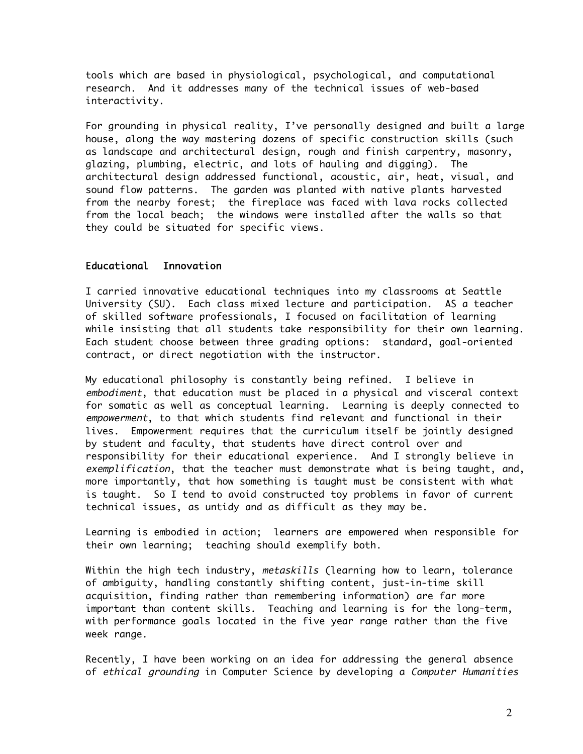tools which are based in physiological, psychological, and computational research. And it addresses many of the technical issues of web-based interactivity.

For grounding in physical reality, I've personally designed and built a large house, along the way mastering dozens of specific construction skills (such as landscape and architectural design, rough and finish carpentry, masonry, glazing, plumbing, electric, and lots of hauling and digging). The architectural design addressed functional, acoustic, air, heat, visual, and sound flow patterns. The garden was planted with native plants harvested from the nearby forest; the fireplace was faced with lava rocks collected from the local beach; the windows were installed after the walls so that they could be situated for specific views.

## Educational Innovation

I carried innovative educational techniques into my classrooms at Seattle University (SU). Each class mixed lecture and participation. AS a teacher of skilled software professionals, I focused on facilitation of learning while insisting that all students take responsibility for their own learning. Each student choose between three grading options: standard, goal-oriented contract, or direct negotiation with the instructor.

My educational philosophy is constantly being refined. I believe in *embodiment*, that education must be placed in a physical and visceral context for somatic as well as conceptual learning. Learning is deeply connected to *empowerment*, to that which students find relevant and functional in their lives. Empowerment requires that the curriculum itself be jointly designed by student and faculty, that students have direct control over and responsibility for their educational experience. And I strongly believe in *exemplification*, that the teacher must demonstrate what is being taught, and, more importantly, that how something is taught must be consistent with what is taught. So I tend to avoid constructed toy problems in favor of current technical issues, as untidy and as difficult as they may be.

Learning is embodied in action; learners are empowered when responsible for their own learning; teaching should exemplify both.

Within the high tech industry, *metaskills* (learning how to learn, tolerance of ambiguity, handling constantly shifting content, just-in-time skill acquisition, finding rather than remembering information) are far more important than content skills. Teaching and learning is for the long-term, with performance goals located in the five year range rather than the five week range.

Recently, I have been working on an idea for addressing the general absence of *ethical grounding* in Computer Science by developing a *Computer Humanities*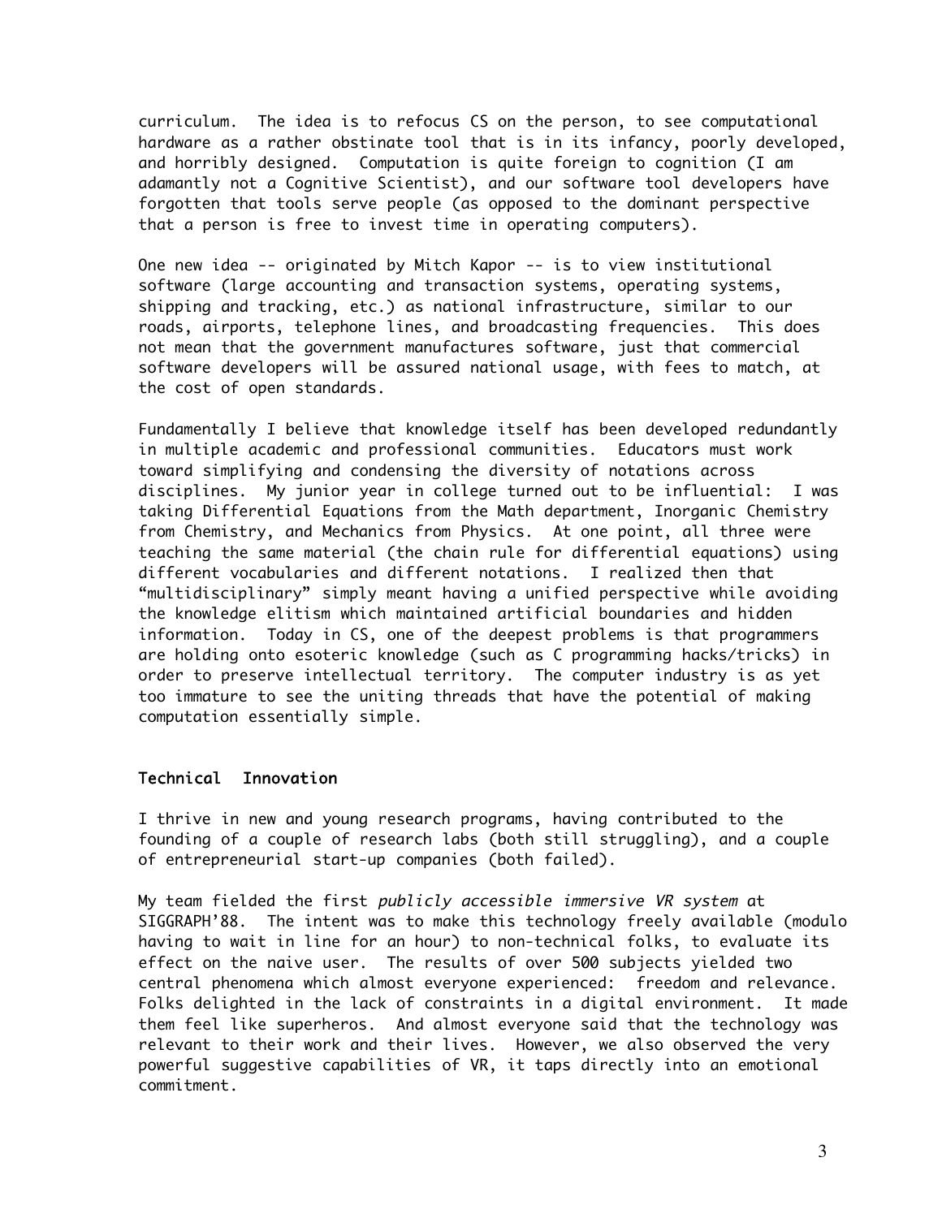curriculum. The idea is to refocus CS on the person, to see computational hardware as a rather obstinate tool that is in its infancy, poorly developed, and horribly designed. Computation is quite foreign to cognition (I am adamantly not a Cognitive Scientist), and our software tool developers have forgotten that tools serve people (as opposed to the dominant perspective that a person is free to invest time in operating computers).

One new idea -- originated by Mitch Kapor -- is to view institutional software (large accounting and transaction systems, operating systems, shipping and tracking, etc.) as national infrastructure, similar to our roads, airports, telephone lines, and broadcasting frequencies. This does not mean that the government manufactures software, just that commercial software developers will be assured national usage, with fees to match, at the cost of open standards.

Fundamentally I believe that knowledge itself has been developed redundantly in multiple academic and professional communities. Educators must work toward simplifying and condensing the diversity of notations across disciplines. My junior year in college turned out to be influential: I was taking Differential Equations from the Math department, Inorganic Chemistry from Chemistry, and Mechanics from Physics. At one point, all three were teaching the same material (the chain rule for differential equations) using different vocabularies and different notations. I realized then that "multidisciplinary" simply meant having a unified perspective while avoiding the knowledge elitism which maintained artificial boundaries and hidden information. Today in CS, one of the deepest problems is that programmers are holding onto esoteric knowledge (such as C programming hacks/tricks) in order to preserve intellectual territory. The computer industry is as yet too immature to see the uniting threads that have the potential of making computation essentially simple.

### Technical Innovation

I thrive in new and young research programs, having contributed to the founding of a couple of research labs (both still struggling), and a couple of entrepreneurial start-up companies (both failed).

My team fielded the first *publicly accessible immersive VR system* at SIGGRAPH'88. The intent was to make this technology freely available (modulo having to wait in line for an hour) to non-technical folks, to evaluate its effect on the naive user. The results of over 500 subjects yielded two central phenomena which almost everyone experienced: freedom and relevance. Folks delighted in the lack of constraints in a digital environment. It made them feel like superheros. And almost everyone said that the technology was relevant to their work and their lives. However, we also observed the very powerful suggestive capabilities of VR, it taps directly into an emotional commitment.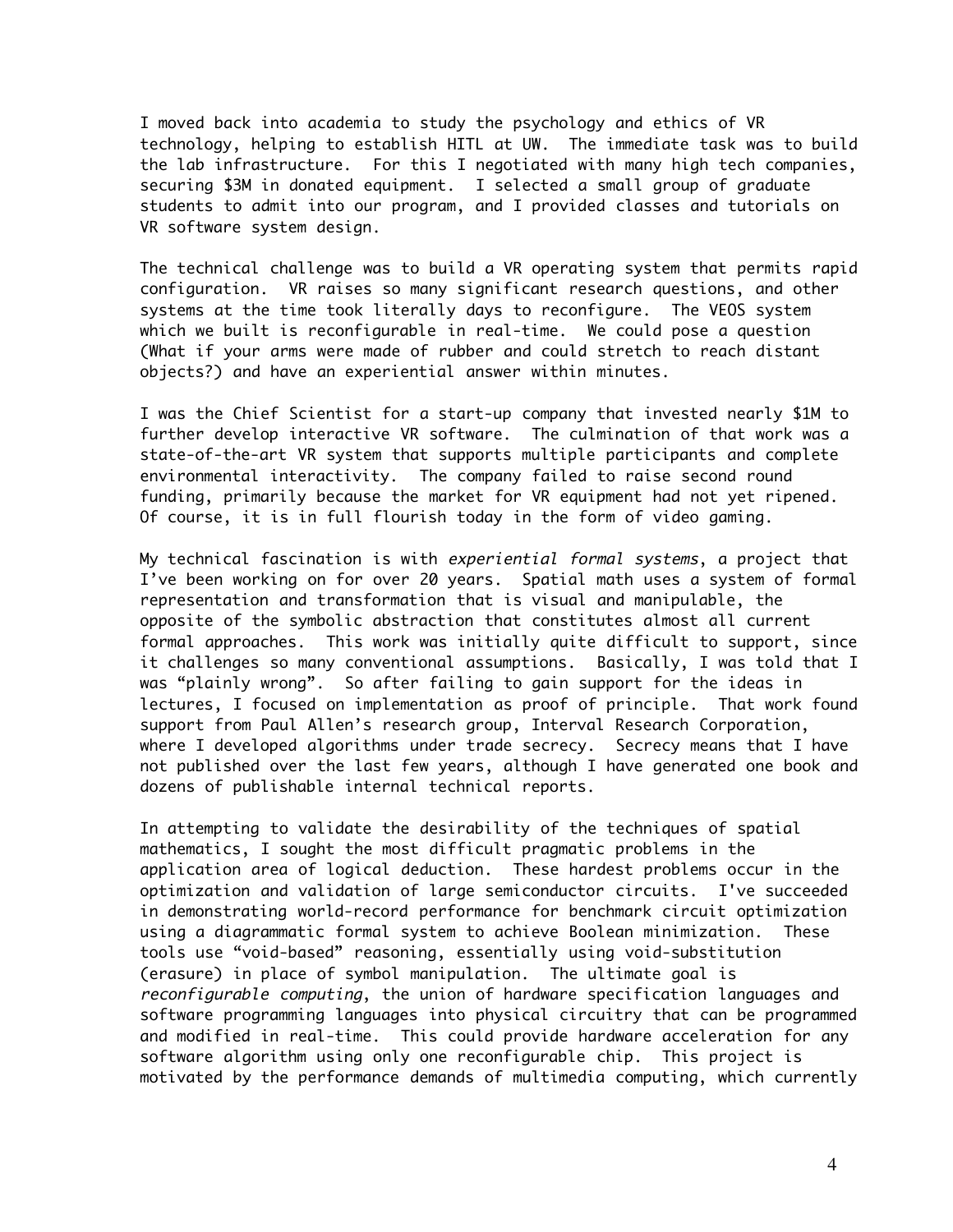I moved back into academia to study the psychology and ethics of VR technology, helping to establish HITL at UW. The immediate task was to build the lab infrastructure. For this I negotiated with many high tech companies, securing $3M in donated equipment. I selected a small group of graduate students to admit into our program, and I provided classes and tutorials on VR software system design.

The technical challenge was to build a VR operating system that permits rapid configuration. VR raises so many significant research questions, and other systems at the time took literally days to reconfigure. The VEOS system which we built is reconfigurable in real-time. We could pose a question (What if your arms were made of rubber and could stretch to reach distant objects?) and have an experiential answer within minutes.

I was the Chief Scientist for a start-up company that invested nearly $1M to further develop interactive VR software. The culmination of that work was a state-of-the-art VR system that supports multiple participants and complete environmental interactivity. The company failed to raise second round funding, primarily because the market for VR equipment had not yet ripened. Of course, it is in full flourish today in the form of video gaming.

My technical fascination is with *experiential formal systems*, a project that I've been working on for over 20 years. Spatial math uses a system of formal representation and transformation that is visual and manipulable, the opposite of the symbolic abstraction that constitutes almost all current formal approaches. This work was initially quite difficult to support, since it challenges so many conventional assumptions. Basically, I was told that I was "plainly wrong". So after failing to gain support for the ideas in lectures, I focused on implementation as proof of principle. That work found support from Paul Allen's research group, Interval Research Corporation, where I developed algorithms under trade secrecy. Secrecy means that I have not published over the last few years, although I have generated one book and dozens of publishable internal technical reports.

In attempting to validate the desirability of the techniques of spatial mathematics, I sought the most difficult pragmatic problems in the application area of logical deduction. These hardest problems occur in the optimization and validation of large semiconductor circuits. I've succeeded in demonstrating world-record performance for benchmark circuit optimization using a diagrammatic formal system to achieve Boolean minimization. These tools use "void-based" reasoning, essentially using void-substitution (erasure) in place of symbol manipulation. The ultimate goal is *reconfigurable computing*, the union of hardware specification languages and software programming languages into physical circuitry that can be programmed and modified in real-time. This could provide hardware acceleration for any software algorithm using only one reconfigurable chip. This project is motivated by the performance demands of multimedia computing, which currently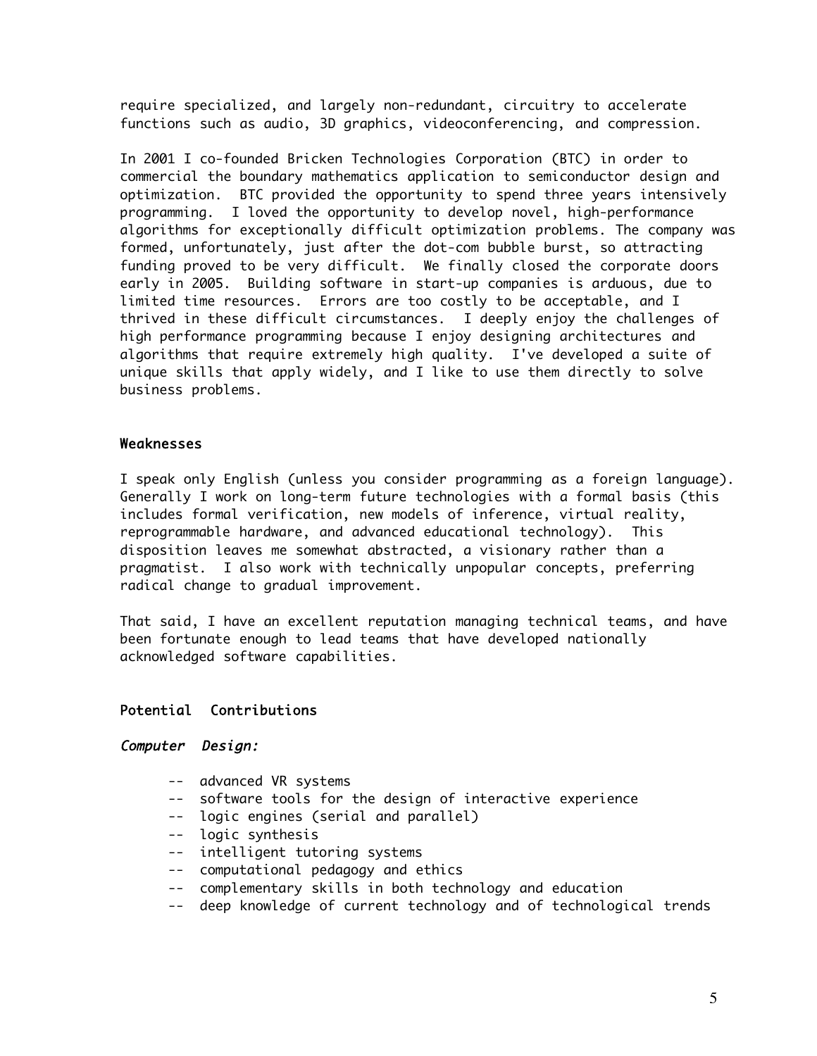require specialized, and largely non-redundant, circuitry to accelerate functions such as audio, 3D graphics, videoconferencing, and compression.

In 2001 I co-founded Bricken Technologies Corporation (BTC) in order to commercial the boundary mathematics application to semiconductor design and optimization. BTC provided the opportunity to spend three years intensively programming. I loved the opportunity to develop novel, high-performance algorithms for exceptionally difficult optimization problems. The company was formed, unfortunately, just after the dot-com bubble burst, so attracting funding proved to be very difficult. We finally closed the corporate doors early in 2005. Building software in start-up companies is arduous, due to limited time resources. Errors are too costly to be acceptable, and I thrived in these difficult circumstances. I deeply enjoy the challenges of high performance programming because I enjoy designing architectures and algorithms that require extremely high quality. I've developed a suite of unique skills that apply widely, and I like to use them directly to solve business problems.

## Weaknesses

I speak only English (unless you consider programming as a foreign language). Generally I work on long-term future technologies with a formal basis (this includes formal verification, new models of inference, virtual reality, reprogrammable hardware, and advanced educational technology). This disposition leaves me somewhat abstracted, a visionary rather than a pragmatist. I also work with technically unpopular concepts, preferring radical change to gradual improvement.

That said, I have an excellent reputation managing technical teams, and have been fortunate enough to lead teams that have developed nationally acknowledged software capabilities.

## Potential Contributions

*Computer Design:*

- -- advanced VR systems
- -- software tools for the design of interactive experience
- -- logic engines (serial and parallel)
- -- logic synthesis
- -- intelligent tutoring systems
- -- computational pedagogy and ethics
- -- complementary skills in both technology and education
- -- deep knowledge of current technology and of technological trends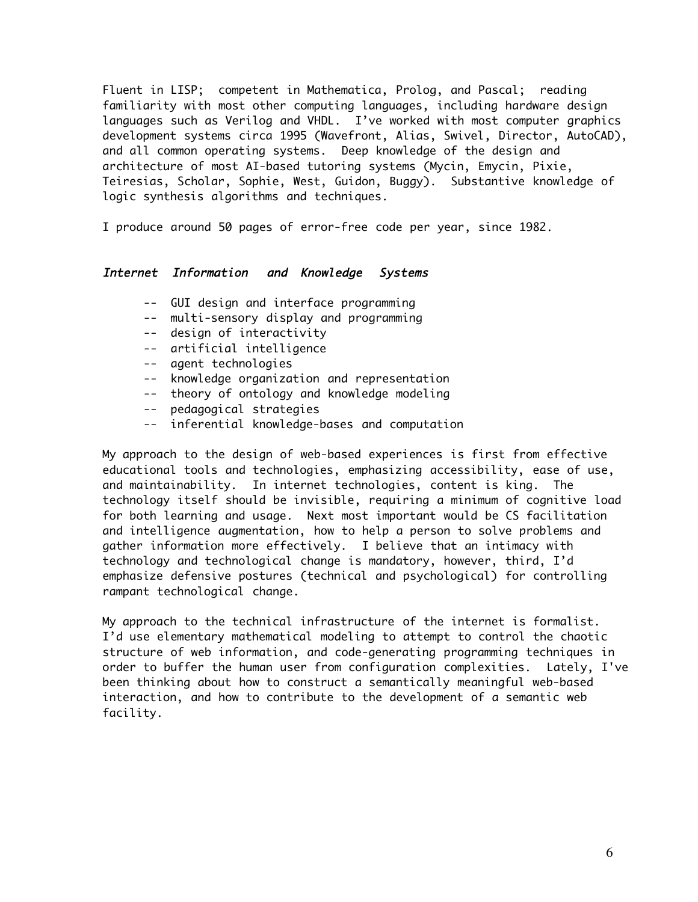Fluent in LISP;  competent in Mathematica, Prolog, and Pascal;  reading familiarity with most other computing languages, including hardware design languages such as Verilog and VHDL.  I've worked with most computer graphics development systems circa 1995 (Wavefront, Alias, Swivel, Director, AutoCAD), and all common operating systems.  Deep knowledge of the design and architecture of most AI-based tutoring systems (Mycin, Emycin, Pixie, Teiresias, Scholar, Sophie, West, Guidon, Buggy).  Substantive knowledge of logic synthesis algorithms and techniques.

I produce around 50 pages of error-free code per year, since 1982.

*Internet Information and Knowledge Systems*

- -- GUI design and interface programming
- -- multi-sensory display and programming
- -- design of interactivity
- -- artificial intelligence
- -- agent technologies
- -- knowledge organization and representation
- -- theory of ontology and knowledge modeling
- -- pedagogical strategies
- -- inferential knowledge-bases and computation

My approach to the design of web-based experiences is first from effective educational tools and technologies, emphasizing accessibility, ease of use, and maintainability.  In internet technologies, content is king.  The technology itself should be invisible, requiring a minimum of cognitive load for both learning and usage.  Next most important would be CS facilitation and intelligence augmentation, how to help a person to solve problems and gather information more effectively.  I believe that an intimacy with technology and technological change is mandatory, however, third, I'd emphasize defensive postures (technical and psychological) for controlling rampant technological change.

My approach to the technical infrastructure of the internet is formalist.  I'd use elementary mathematical modeling to attempt to control the chaotic structure of web information, and code-generating programming techniques in order to buffer the human user from configuration complexities.  Lately, I've been thinking about how to construct a semantically meaningful web-based interaction, and how to contribute to the development of a semantic web facility.